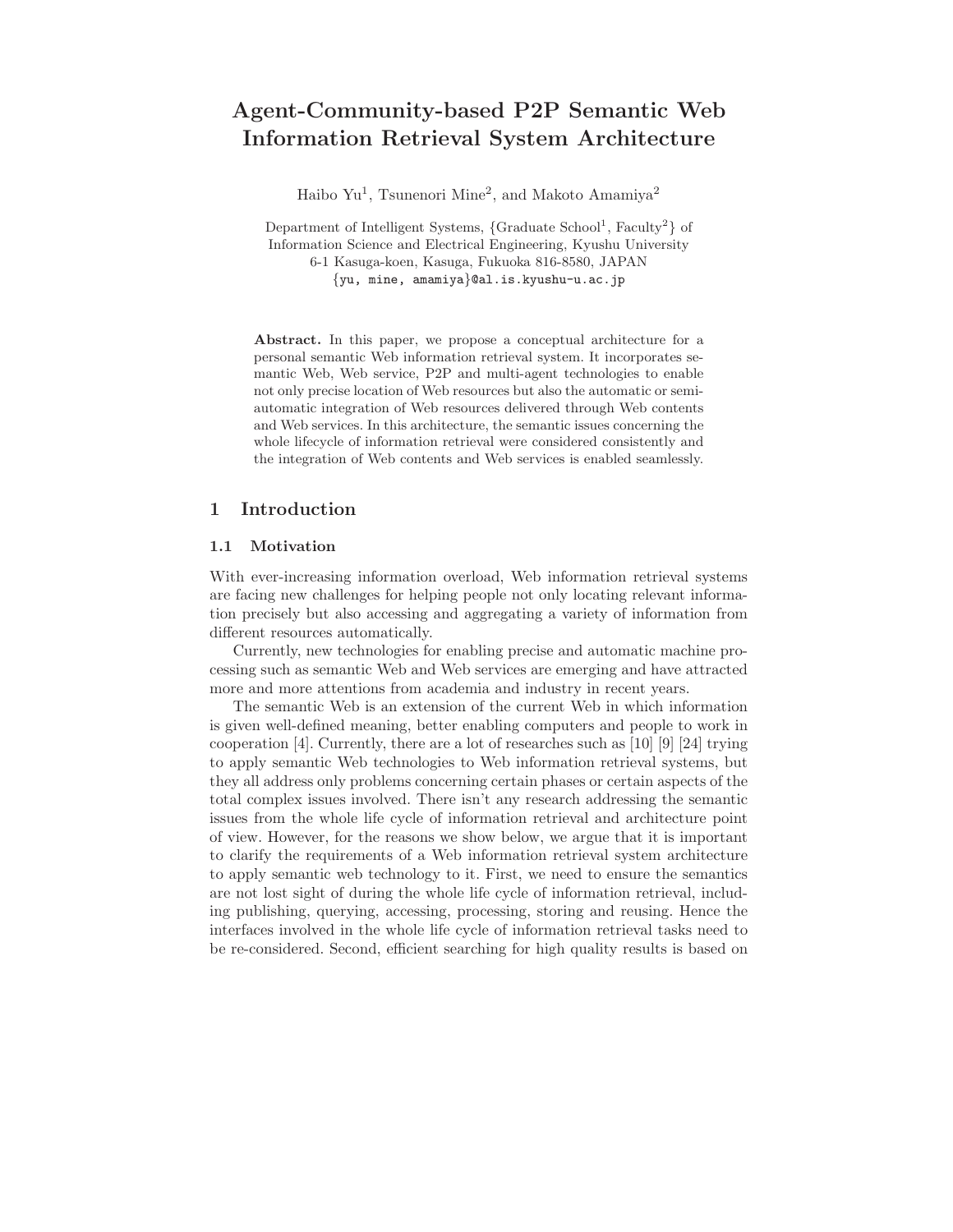# Agent-Community-based P2P Semantic Web Information Retrieval System Architecture

Haibo Yu[1], Tsunenori Mine[2], and Makoto Amamiya[2]

Department of Intelligent Systems, {Graduate School[1], Faculty[2]} of Information Science and Electrical Engineering, Kyushu University
6-1 Kasuga-koen, Kasuga, Fukuoka 816-8580, JAPAN
{yu, mine, amamiya}@al.is.kyushu-u.ac.jp

**Abstract.** In this paper, we propose a conceptual architecture for a personal semantic Web information retrieval system. It incorporates semantic Web, Web service, P2P and multi-agent technologies to enable not only precise location of Web resources but also the automatic or semi-automatic integration of Web resources delivered through Web contents and Web services. In this architecture, the semantic issues concerning the whole lifecycle of information retrieval were considered consistently and the integration of Web contents and Web services is enabled seamlessly.

## 1 Introduction

### 1.1 Motivation

With ever-increasing information overload, Web information retrieval systems are facing new challenges for helping people not only locating relevant information precisely but also accessing and aggregating a variety of information from different resources automatically.

Currently, new technologies for enabling precise and automatic machine processing such as semantic Web and Web services are emerging and have attracted more and more attentions from academia and industry in recent years.

The semantic Web is an extension of the current Web in which information is given well-defined meaning, better enabling computers and people to work in cooperation [4]. Currently, there are a lot of researches such as [10] [9] [24] trying to apply semantic Web technologies to Web information retrieval systems, but they all address only problems concerning certain phases or certain aspects of the total complex issues involved. There isn't any research addressing the semantic issues from the whole life cycle of information retrieval and architecture point of view. However, for the reasons we show below, we argue that it is important to clarify the requirements of a Web information retrieval system architecture to apply semantic web technology to it. First, we need to ensure the semantics are not lost sight of during the whole life cycle of information retrieval, including publishing, querying, accessing, processing, storing and reusing. Hence the interfaces involved in the whole life cycle of information retrieval tasks need to be re-considered. Second, efficient searching for high quality results is based on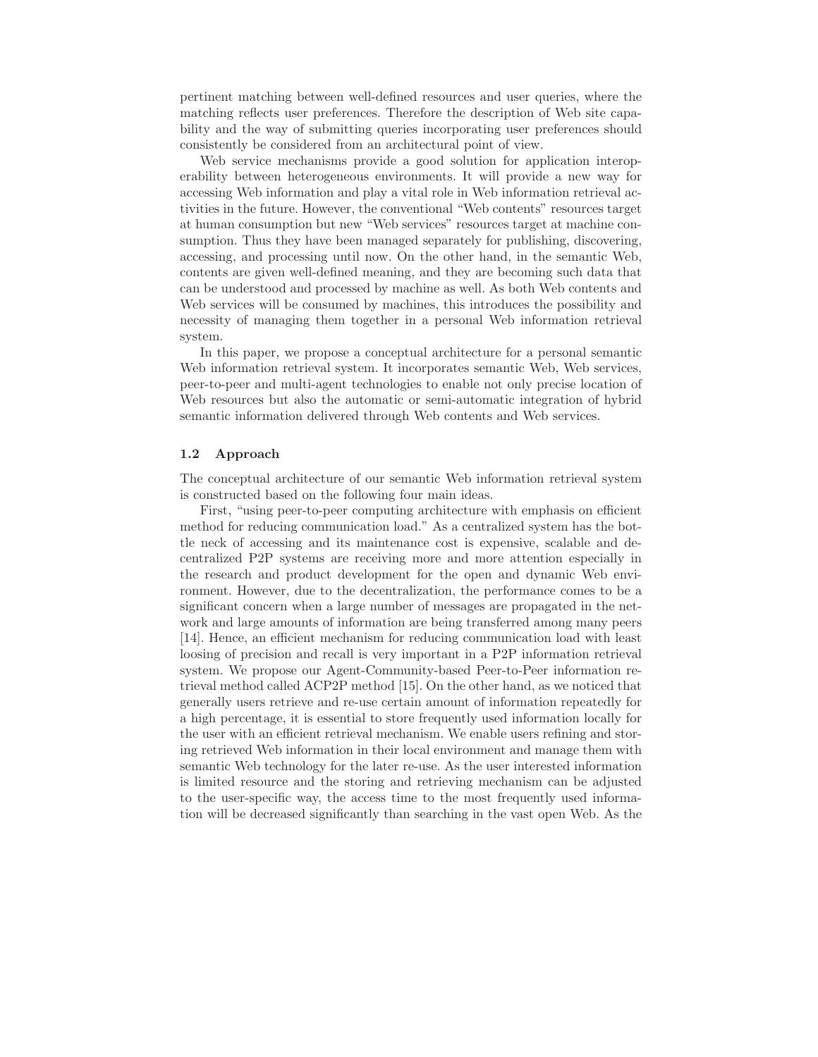pertinent matching between well-defined resources and user queries, where the matching reflects user preferences. Therefore the description of Web site capability and the way of submitting queries incorporating user preferences should consistently be considered from an architectural point of view.

Web service mechanisms provide a good solution for application interoperability between heterogeneous environments. It will provide a new way for accessing Web information and play a vital role in Web information retrieval activities in the future. However, the conventional "Web contents" resources target at human consumption but new "Web services" resources target at machine consumption. Thus they have been managed separately for publishing, discovering, accessing, and processing until now. On the other hand, in the semantic Web, contents are given well-defined meaning, and they are becoming such data that can be understood and processed by machine as well. As both Web contents and Web services will be consumed by machines, this introduces the possibility and necessity of managing them together in a personal Web information retrieval system.

In this paper, we propose a conceptual architecture for a personal semantic Web information retrieval system. It incorporates semantic Web, Web services, peer-to-peer and multi-agent technologies to enable not only precise location of Web resources but also the automatic or semi-automatic integration of hybrid semantic information delivered through Web contents and Web services.

### 1.2 Approach

The conceptual architecture of our semantic Web information retrieval system is constructed based on the following four main ideas.

First, "using peer-to-peer computing architecture with emphasis on efficient method for reducing communication load." As a centralized system has the bottle neck of accessing and its maintenance cost is expensive, scalable and decentralized P2P systems are receiving more and more attention especially in the research and product development for the open and dynamic Web environment. However, due to the decentralization, the performance comes to be a significant concern when a large number of messages are propagated in the network and large amounts of information are being transferred among many peers [14]. Hence, an efficient mechanism for reducing communication load with least loosing of precision and recall is very important in a P2P information retrieval system. We propose our Agent-Community-based Peer-to-Peer information retrieval method called ACP2P method [15]. On the other hand, as we noticed that generally users retrieve and re-use certain amount of information repeatedly for a high percentage, it is essential to store frequently used information locally for the user with an efficient retrieval mechanism. We enable users refining and storing retrieved Web information in their local environment and manage them with semantic Web technology for the later re-use. As the user interested information is limited resource and the storing and retrieving mechanism can be adjusted to the user-specific way, the access time to the most frequently used information will be decreased significantly than searching in the vast open Web. As the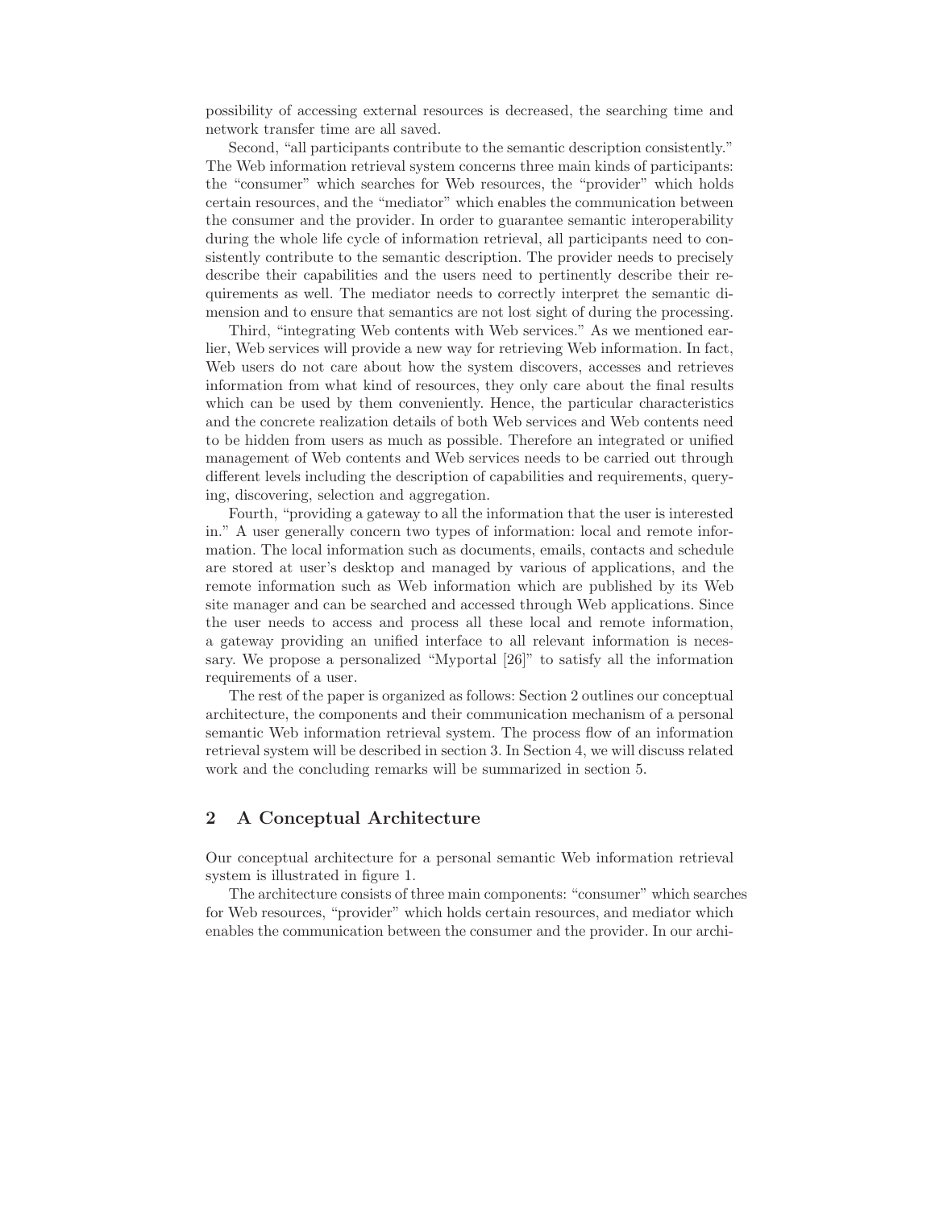possibility of accessing external resources is decreased, the searching time and network transfer time are all saved.

Second, "all participants contribute to the semantic description consistently." The Web information retrieval system concerns three main kinds of participants: the "consumer" which searches for Web resources, the "provider" which holds certain resources, and the "mediator" which enables the communication between the consumer and the provider. In order to guarantee semantic interoperability during the whole life cycle of information retrieval, all participants need to consistently contribute to the semantic description. The provider needs to precisely describe their capabilities and the users need to pertinently describe their requirements as well. The mediator needs to correctly interpret the semantic dimension and to ensure that semantics are not lost sight of during the processing.

Third, "integrating Web contents with Web services." As we mentioned earlier, Web services will provide a new way for retrieving Web information. In fact, Web users do not care about how the system discovers, accesses and retrieves information from what kind of resources, they only care about the final results which can be used by them conveniently. Hence, the particular characteristics and the concrete realization details of both Web services and Web contents need to be hidden from users as much as possible. Therefore an integrated or unified management of Web contents and Web services needs to be carried out through different levels including the description of capabilities and requirements, querying, discovering, selection and aggregation.

Fourth, "providing a gateway to all the information that the user is interested in." A user generally concern two types of information: local and remote information. The local information such as documents, emails, contacts and schedule are stored at user's desktop and managed by various of applications, and the remote information such as Web information which are published by its Web site manager and can be searched and accessed through Web applications. Since the user needs to access and process all these local and remote information, a gateway providing an unified interface to all relevant information is necessary. We propose a personalized "Myportal [26]" to satisfy all the information requirements of a user.

The rest of the paper is organized as follows: Section 2 outlines our conceptual architecture, the components and their communication mechanism of a personal semantic Web information retrieval system. The process flow of an information retrieval system will be described in section 3. In Section 4, we will discuss related work and the concluding remarks will be summarized in section 5.

## 2 A Conceptual Architecture

Our conceptual architecture for a personal semantic Web information retrieval system is illustrated in figure 1.

The architecture consists of three main components: "consumer" which searches for Web resources, "provider" which holds certain resources, and mediator which enables the communication between the consumer and the provider. In our archi-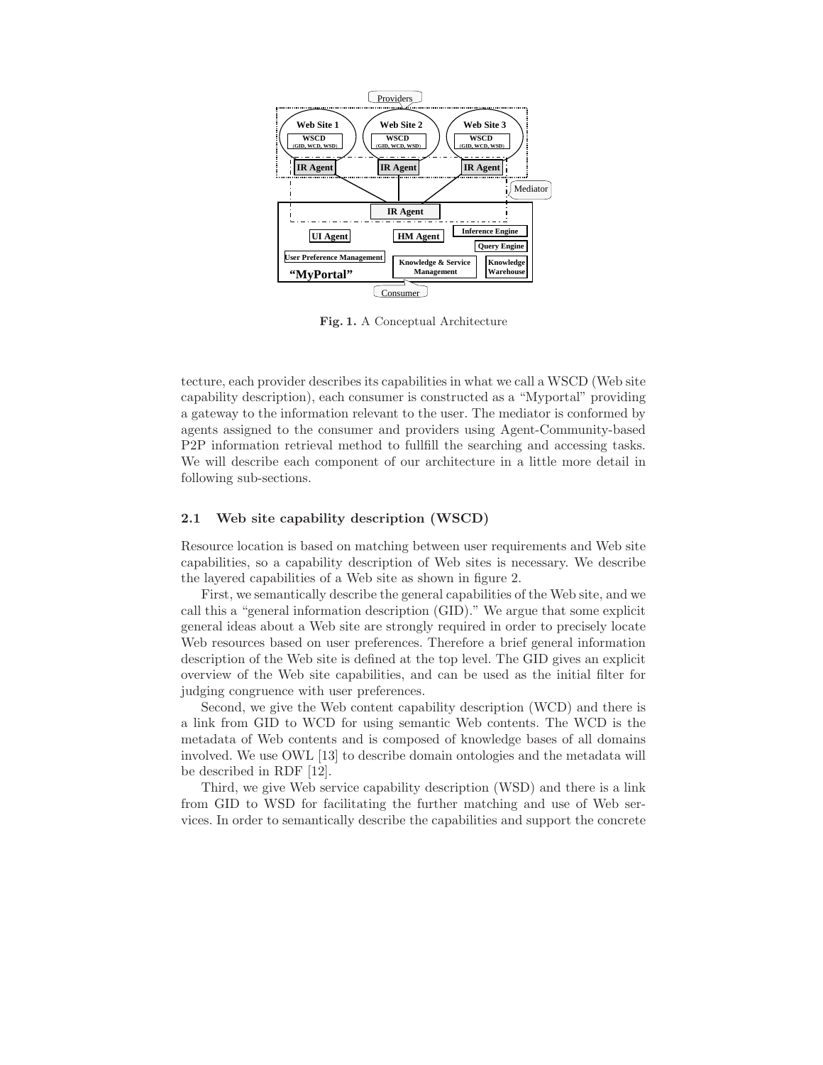Fig. 1. A Conceptual Architecture

tecture, each provider describes its capabilities in what we call a WSCD (Web site capability description), each consumer is constructed as a "Myportal" providing a gateway to the information relevant to the user. The mediator is conformed by agents assigned to the consumer and providers using Agent-Community-based P2P information retrieval method to fullfill the searching and accessing tasks. We will describe each component of our architecture in a little more detail in following sub-sections.

### 2.1 Web site capability description (WSCD)

Resource location is based on matching between user requirements and Web site capabilities, so a capability description of Web sites is necessary. We describe the layered capabilities of a Web site as shown in figure 2.

First, we semantically describe the general capabilities of the Web site, and we call this a "general information description (GID)." We argue that some explicit general ideas about a Web site are strongly required in order to precisely locate Web resources based on user preferences. Therefore a brief general information description of the Web site is defined at the top level. The GID gives an explicit overview of the Web site capabilities, and can be used as the initial filter for judging congruence with user preferences.

Second, we give the Web content capability description (WCD) and there is a link from GID to WCD for using semantic Web contents. The WCD is the metadata of Web contents and is composed of knowledge bases of all domains involved. We use OWL [13] to describe domain ontologies and the metadata will be described in RDF [12].

Third, we give Web service capability description (WSD) and there is a link from GID to WSD for facilitating the further matching and use of Web services. In order to semantically describe the capabilities and support the concrete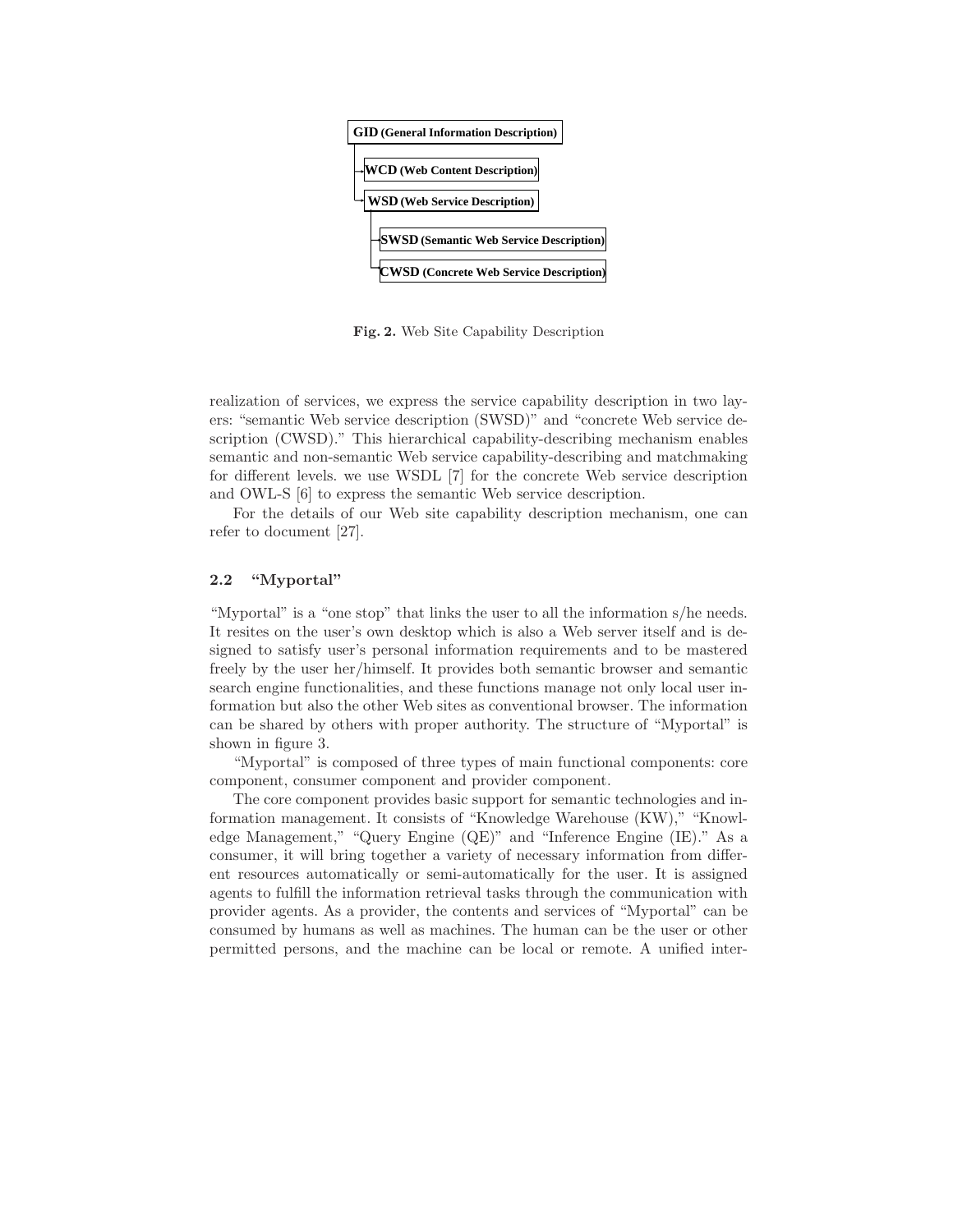GID (General Information Description)

WCD (Web Content Description)

WSD (Web Service Description)

SWSD (Semantic Web Service Description)

CWSD (Concrete Web Service Description)

**Fig. 2.** Web Site Capability Description

realization of services, we express the service capability description in two layers: "semantic Web service description (SWSD)" and "concrete Web service description (CWSD)." This hierarchical capability-describing mechanism enables semantic and non-semantic Web service capability-describing and matchmaking for different levels. we use WSDL [7] for the concrete Web service description and OWL-S [6] to express the semantic Web service description.

For the details of our Web site capability description mechanism, one can refer to document [27].

### 2.2 "Myportal"

"Myportal" is a "one stop" that links the user to all the information s/he needs. It resites on the user's own desktop which is also a Web server itself and is designed to satisfy user's personal information requirements and to be mastered freely by the user her/himself. It provides both semantic browser and semantic search engine functionalities, and these functions manage not only local user information but also the other Web sites as conventional browser. The information can be shared by others with proper authority. The structure of "Myportal" is shown in figure 3.

"Myportal" is composed of three types of main functional components: core component, consumer component and provider component.

The core component provides basic support for semantic technologies and information management. It consists of "Knowledge Warehouse (KW)," "Knowledge Management," "Query Engine (QE)" and "Inference Engine (IE)." As a consumer, it will bring together a variety of necessary information from different resources automatically or semi-automatically for the user. It is assigned agents to fulfill the information retrieval tasks through the communication with provider agents. As a provider, the contents and services of "Myportal" can be consumed by humans as well as machines. The human can be the user or other permitted persons, and the machine can be local or remote. A unified inter-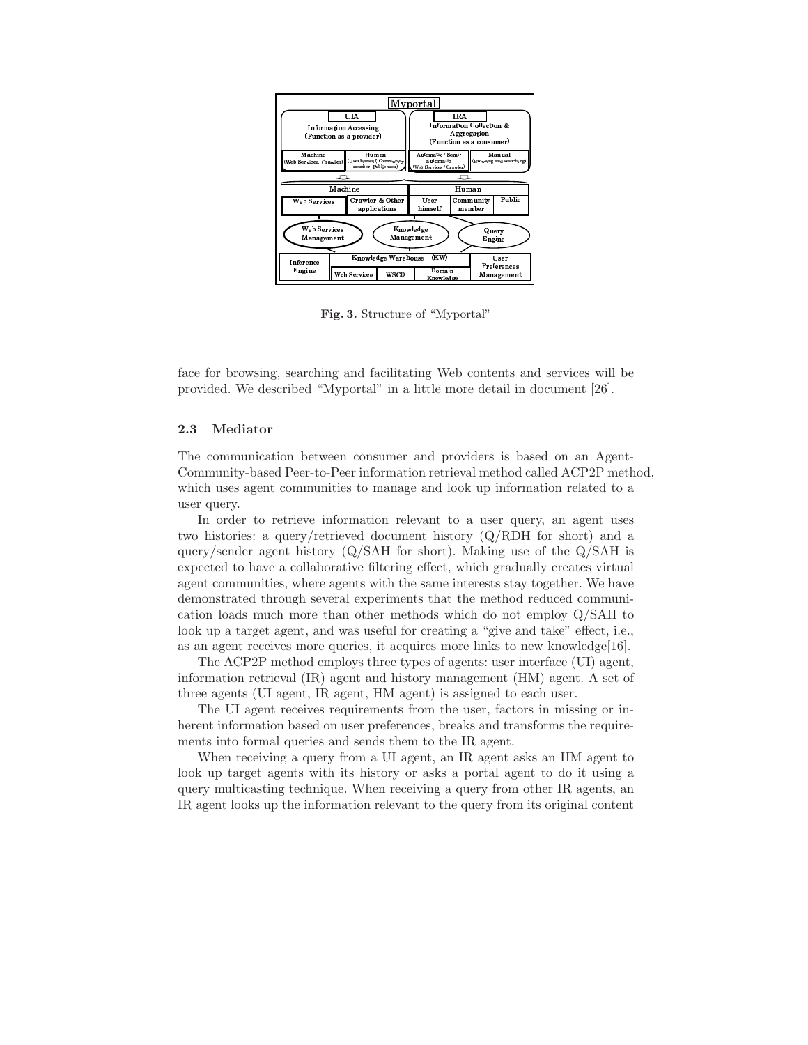Myportal

UIA

Information Accessing
(Function as a provider)

Machine
(Web Services, Crawler)

Human
(User himself, Community member, Public user)

IRA

Information Collection & Aggregation
(Function as a consumer)

Automatic / Semi-automatic
(Web Services / Crawler)

Manual
(Browsing and searching)

Machine

Web Services

Crawler & Other applications

Human

User himself

Community member

Public

Web Services Management

Knowledge Management

Query Engine

Inference Engine

Knowledge Warehouse (KW)

Web Services

WSCD

Domain Knowledge

User Preferences Management

**Fig. 3.** Structure of "Myportal"

face for browsing, searching and facilitating Web contents and services will be provided. We described "Myportal" in a little more detail in document [26].

### 2.3 Mediator

The communication between consumer and providers is based on an Agent-Community-based Peer-to-Peer information retrieval method called ACP2P method, which uses agent communities to manage and look up information related to a user query.

In order to retrieve information relevant to a user query, an agent uses two histories: a query/retrieved document history (Q/RDH for short) and a query/sender agent history (Q/SAH for short). Making use of the Q/SAH is expected to have a collaborative filtering effect, which gradually creates virtual agent communities, where agents with the same interests stay together. We have demonstrated through several experiments that the method reduced communication loads much more than other methods which do not employ Q/SAH to look up a target agent, and was useful for creating a "give and take" effect, i.e., as an agent receives more queries, it acquires more links to new knowledge[16].

The ACP2P method employs three types of agents: user interface (UI) agent, information retrieval (IR) agent and history management (HM) agent. A set of three agents (UI agent, IR agent, HM agent) is assigned to each user.

The UI agent receives requirements from the user, factors in missing or inherent information based on user preferences, breaks and transforms the requirements into formal queries and sends them to the IR agent.

When receiving a query from a UI agent, an IR agent asks an HM agent to look up target agents with its history or asks a portal agent to do it using a query multicasting technique. When receiving a query from other IR agents, an IR agent looks up the information relevant to the query from its original content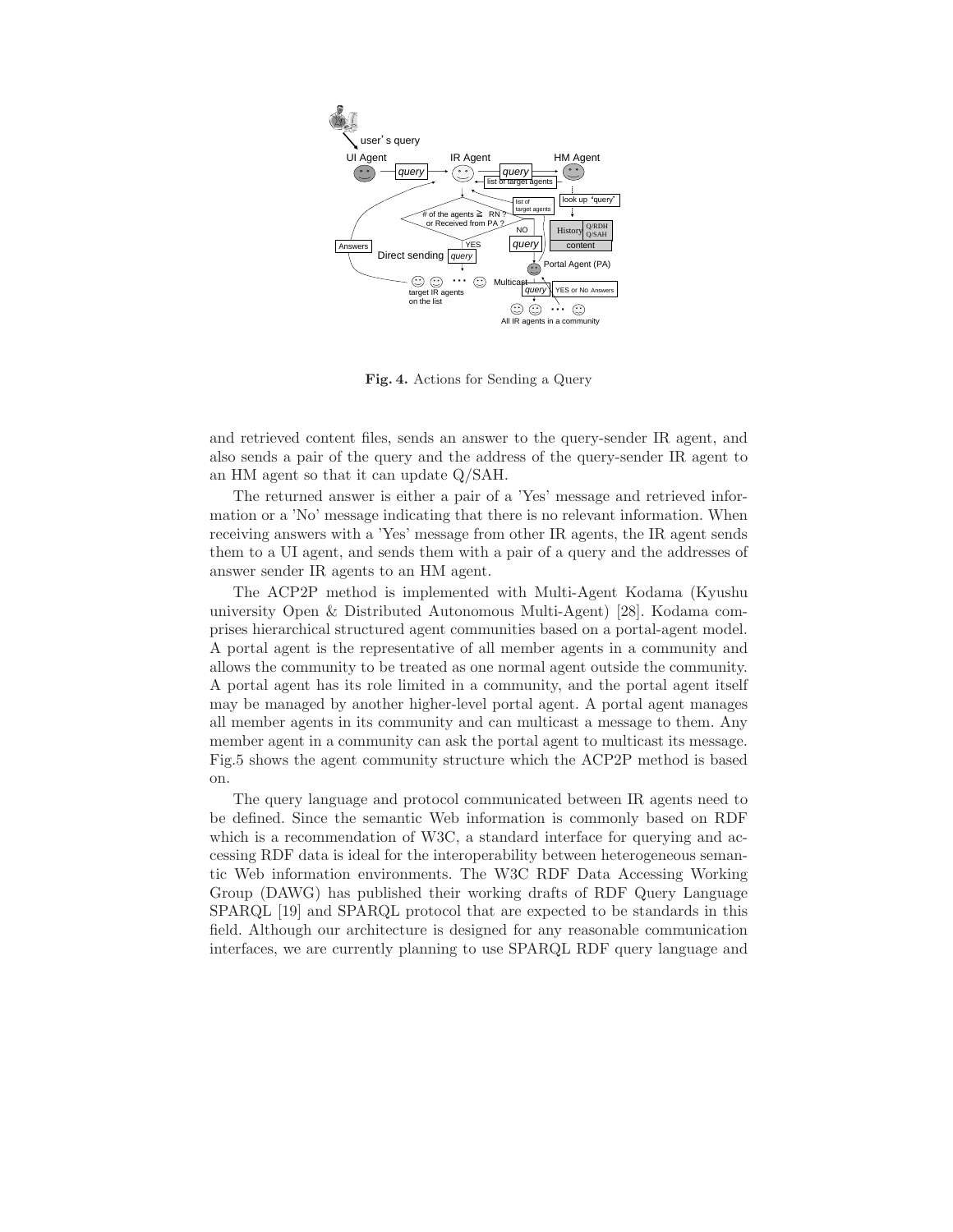**Fig. 4.** Actions for Sending a Query

and retrieved content files, sends an answer to the query-sender IR agent, and also sends a pair of the query and the address of the query-sender IR agent to an HM agent so that it can update Q/SAH.

The returned answer is either a pair of a 'Yes' message and retrieved information or a 'No' message indicating that there is no relevant information. When receiving answers with a 'Yes' message from other IR agents, the IR agent sends them to a UI agent, and sends them with a pair of a query and the addresses of answer sender IR agents to an HM agent.

The ACP2P method is implemented with Multi-Agent Kodama (Kyushu university Open & Distributed Autonomous Multi-Agent) [28]. Kodama comprises hierarchical structured agent communities based on a portal-agent model. A portal agent is the representative of all member agents in a community and allows the community to be treated as one normal agent outside the community. A portal agent has its role limited in a community, and the portal agent itself may be managed by another higher-level portal agent. A portal agent manages all member agents in its community and can multicast a message to them. Any member agent in a community can ask the portal agent to multicast its message. Fig.5 shows the agent community structure which the ACP2P method is based on.

The query language and protocol communicated between IR agents need to be defined. Since the semantic Web information is commonly based on RDF which is a recommendation of W3C, a standard interface for querying and accessing RDF data is ideal for the interoperability between heterogeneous semantic Web information environments. The W3C RDF Data Accessing Working Group (DAWG) has published their working drafts of RDF Query Language SPARQL [19] and SPARQL protocol that are expected to be standards in this field. Although our architecture is designed for any reasonable communication interfaces, we are currently planning to use SPARQL RDF query language and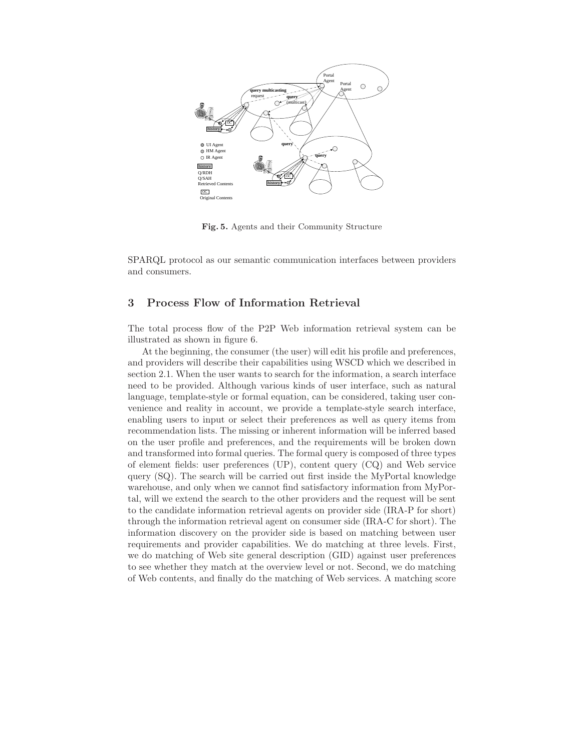Portal Agent

Portal Agent

query multicasting request

query (multicast)

OC

history

UI Agent

HM Agent

IR Agent

history

Q/RDH

Q/SAH

Retrieved Contents

OC

Original Contents

query

query

OC

history

**Fig. 5.** Agents and their Community Structure

SPARQL protocol as our semantic communication interfaces between providers and consumers.

## 3 Process Flow of Information Retrieval

The total process flow of the P2P Web information retrieval system can be illustrated as shown in figure 6.

At the beginning, the consumer (the user) will edit his profile and preferences, and providers will describe their capabilities using WSCD which we described in section 2.1. When the user wants to search for the information, a search interface need to be provided. Although various kinds of user interface, such as natural language, template-style or formal equation, can be considered, taking user convenience and reality in account, we provide a template-style search interface, enabling users to input or select their preferences as well as query items from recommendation lists. The missing or inherent information will be inferred based on the user profile and preferences, and the requirements will be broken down and transformed into formal queries. The formal query is composed of three types of element fields: user preferences (UP), content query (CQ) and Web service query (SQ). The search will be carried out first inside the MyPortal knowledge warehouse, and only when we cannot find satisfactory information from MyPortal, will we extend the search to the other providers and the request will be sent to the candidate information retrieval agents on provider side (IRA-P for short) through the information retrieval agent on consumer side (IRA-C for short). The information discovery on the provider side is based on matching between user requirements and provider capabilities. We do matching at three levels. First, we do matching of Web site general description (GID) against user preferences to see whether they match at the overview level or not. Second, we do matching of Web contents, and finally do the matching of Web services. A matching score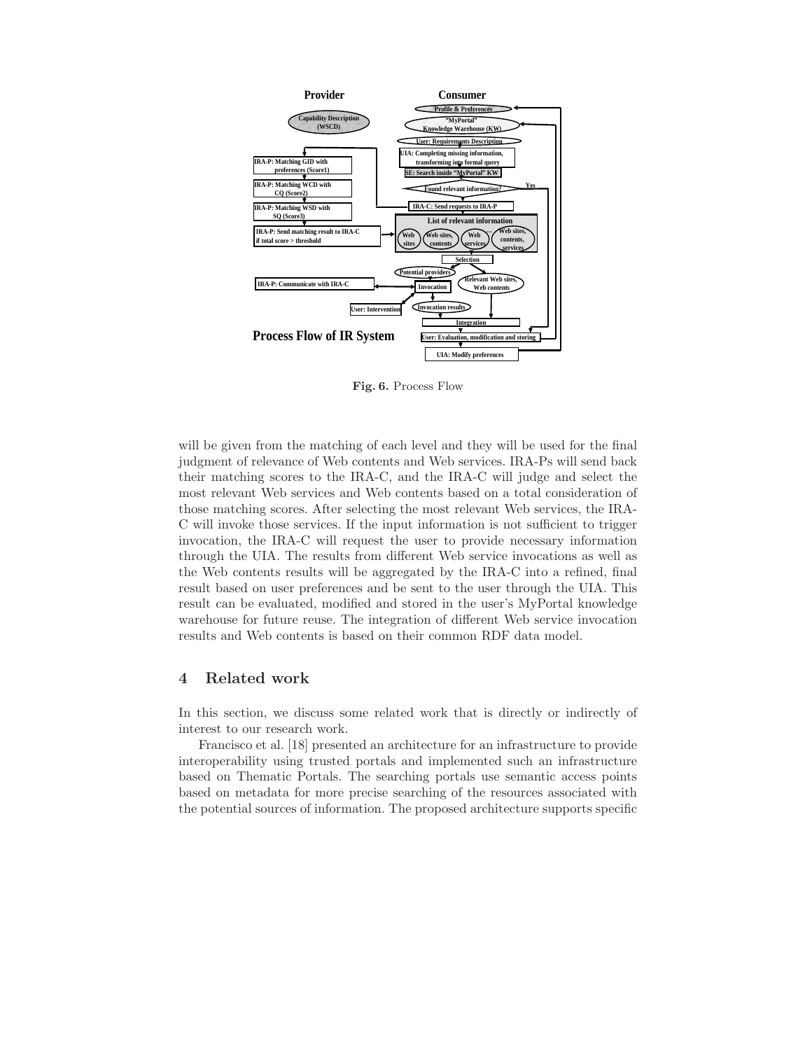**Fig. 6.** Process Flow

will be given from the matching of each level and they will be used for the final judgment of relevance of Web contents and Web services. IRA-Ps will send back their matching scores to the IRA-C, and the IRA-C will judge and select the most relevant Web services and Web contents based on a total consideration of those matching scores. After selecting the most relevant Web services, the IRA-C will invoke those services. If the input information is not sufficient to trigger invocation, the IRA-C will request the user to provide necessary information through the UIA. The results from different Web service invocations as well as the Web contents results will be aggregated by the IRA-C into a refined, final result based on user preferences and be sent to the user through the UIA. This result can be evaluated, modified and stored in the user's MyPortal knowledge warehouse for future reuse. The integration of different Web service invocation results and Web contents is based on their common RDF data model.

## 4 Related work

In this section, we discuss some related work that is directly or indirectly of interest to our research work.

Francisco et al. [18] presented an architecture for an infrastructure to provide interoperability using trusted portals and implemented such an infrastructure based on Thematic Portals. The searching portals use semantic access points based on metadata for more precise searching of the resources associated with the potential sources of information. The proposed architecture supports specific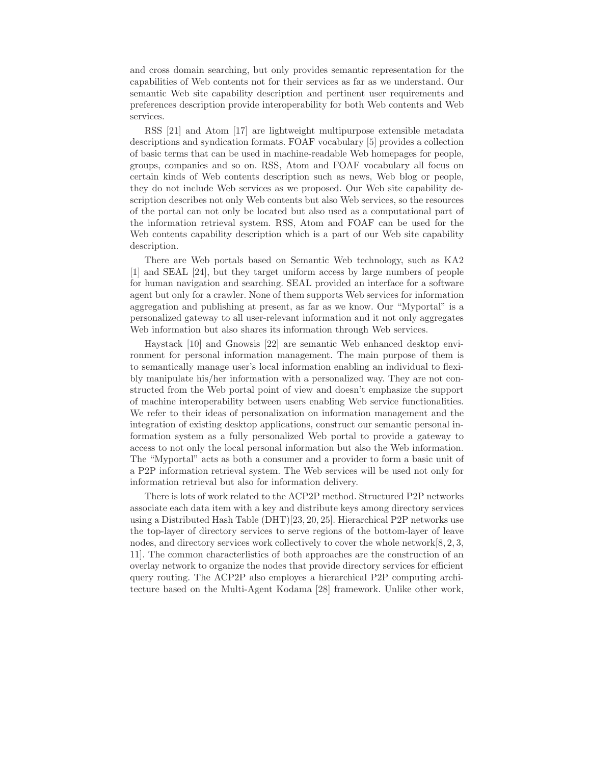and cross domain searching, but only provides semantic representation for the capabilities of Web contents not for their services as far as we understand. Our semantic Web site capability description and pertinent user requirements and preferences description provide interoperability for both Web contents and Web services.

RSS [21] and Atom [17] are lightweight multipurpose extensible metadata descriptions and syndication formats. FOAF vocabulary [5] provides a collection of basic terms that can be used in machine-readable Web homepages for people, groups, companies and so on. RSS, Atom and FOAF vocabulary all focus on certain kinds of Web contents description such as news, Web blog or people, they do not include Web services as we proposed. Our Web site capability description describes not only Web contents but also Web services, so the resources of the portal can not only be located but also used as a computational part of the information retrieval system. RSS, Atom and FOAF can be used for the Web contents capability description which is a part of our Web site capability description.

There are Web portals based on Semantic Web technology, such as KA2 [1] and SEAL [24], but they target uniform access by large numbers of people for human navigation and searching. SEAL provided an interface for a software agent but only for a crawler. None of them supports Web services for information aggregation and publishing at present, as far as we know. Our "Myportal" is a personalized gateway to all user-relevant information and it not only aggregates Web information but also shares its information through Web services.

Haystack [10] and Gnowsis [22] are semantic Web enhanced desktop environment for personal information management. The main purpose of them is to semantically manage user's local information enabling an individual to flexibly manipulate his/her information with a personalized way. They are not constructed from the Web portal point of view and doesn't emphasize the support of machine interoperability between users enabling Web service functionalities. We refer to their ideas of personalization on information management and the integration of existing desktop applications, construct our semantic personal information system as a fully personalized Web portal to provide a gateway to access to not only the local personal information but also the Web information. The "Myportal" acts as both a consumer and a provider to form a basic unit of a P2P information retrieval system. The Web services will be used not only for information retrieval but also for information delivery.

There is lots of work related to the ACP2P method. Structured P2P networks associate each data item with a key and distribute keys among directory services using a Distributed Hash Table (DHT)[23, 20, 25]. Hierarchical P2P networks use the top-layer of directory services to serve regions of the bottom-layer of leave nodes, and directory services work collectively to cover the whole network[8, 2, 3, 11]. The common characterlistics of both approaches are the construction of an overlay network to organize the nodes that provide directory services for efficient query routing. The ACP2P also employes a hierarchical P2P computing architecture based on the Multi-Agent Kodama [28] framework. Unlike other work,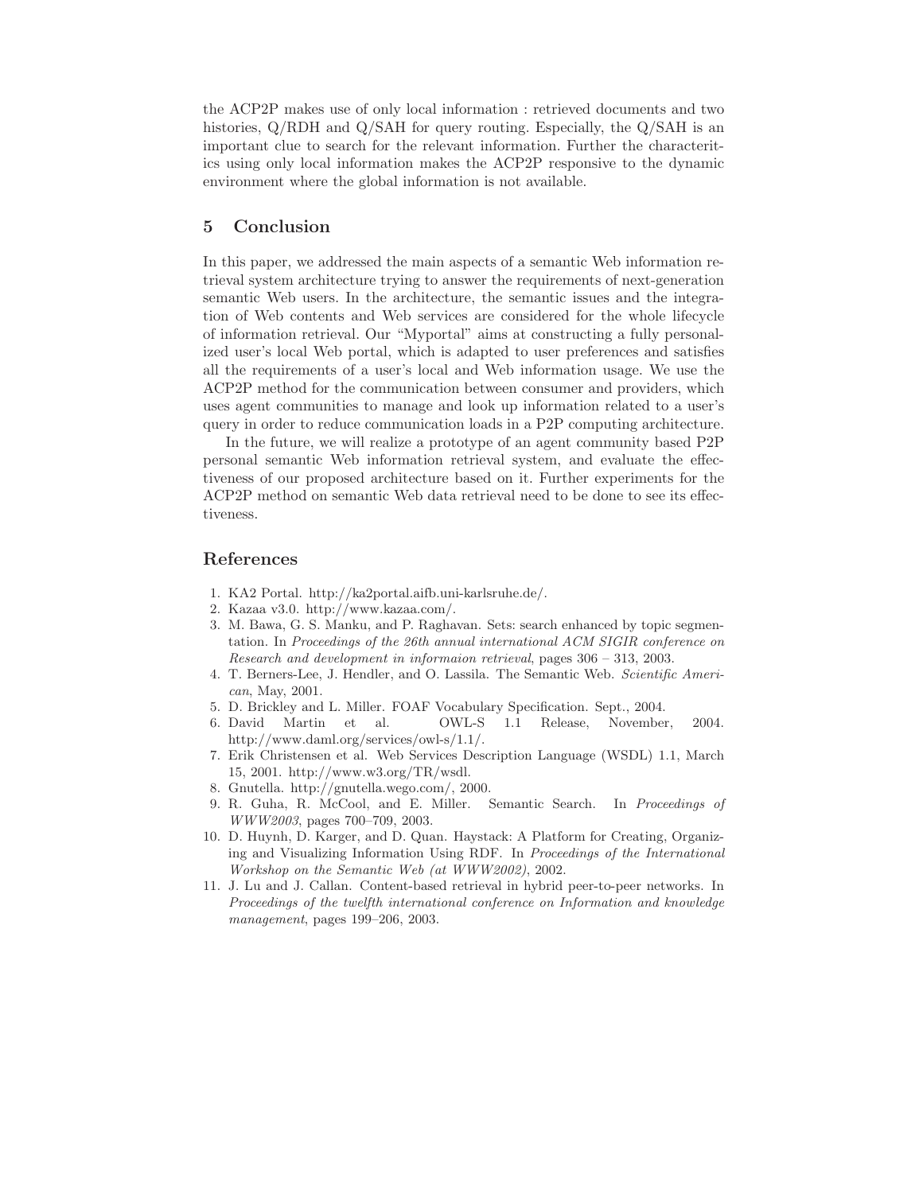the ACP2P makes use of only local information : retrieved documents and two histories, Q/RDH and Q/SAH for query routing. Especially, the Q/SAH is an important clue to search for the relevant information. Further the characteritics using only local information makes the ACP2P responsive to the dynamic environment where the global information is not available.

## 5 Conclusion

In this paper, we addressed the main aspects of a semantic Web information retrieval system architecture trying to answer the requirements of next-generation semantic Web users. In the architecture, the semantic issues and the integration of Web contents and Web services are considered for the whole lifecycle of information retrieval. Our "Myportal" aims at constructing a fully personalized user's local Web portal, which is adapted to user preferences and satisfies all the requirements of a user's local and Web information usage. We use the ACP2P method for the communication between consumer and providers, which uses agent communities to manage and look up information related to a user's query in order to reduce communication loads in a P2P computing architecture.

In the future, we will realize a prototype of an agent community based P2P personal semantic Web information retrieval system, and evaluate the effectiveness of our proposed architecture based on it. Further experiments for the ACP2P method on semantic Web data retrieval need to be done to see its effectiveness.

## References

1. KA2 Portal. http://ka2portal.aifb.uni-karlsruhe.de/.
2. Kazaa v3.0. http://www.kazaa.com/.
3. M. Bawa, G. S. Manku, and P. Raghavan. Sets: search enhanced by topic segmentation. In *Proceedings of the 26th annual international ACM SIGIR conference on Research and development in informaion retrieval*, pages 306 – 313, 2003.
4. T. Berners-Lee, J. Hendler, and O. Lassila. The Semantic Web. *Scientific American*, May, 2001.
5. D. Brickley and L. Miller. FOAF Vocabulary Specification. Sept., 2004.
6. David Martin et al. OWL-S 1.1 Release, November, 2004. http://www.daml.org/services/owl-s/1.1/.
7. Erik Christensen et al. Web Services Description Language (WSDL) 1.1, March 15, 2001. http://www.w3.org/TR/wsdl.
8. Gnutella. http://gnutella.wego.com/, 2000.
9. R. Guha, R. McCool, and E. Miller. Semantic Search. In *Proceedings of WWW2003*, pages 700–709, 2003.
10. D. Huynh, D. Karger, and D. Quan. Haystack: A Platform for Creating, Organizing and Visualizing Information Using RDF. In *Proceedings of the International Workshop on the Semantic Web (at WWW2002)*, 2002.
11. J. Lu and J. Callan. Content-based retrieval in hybrid peer-to-peer networks. In *Proceedings of the twelfth international conference on Information and knowledge management*, pages 199–206, 2003.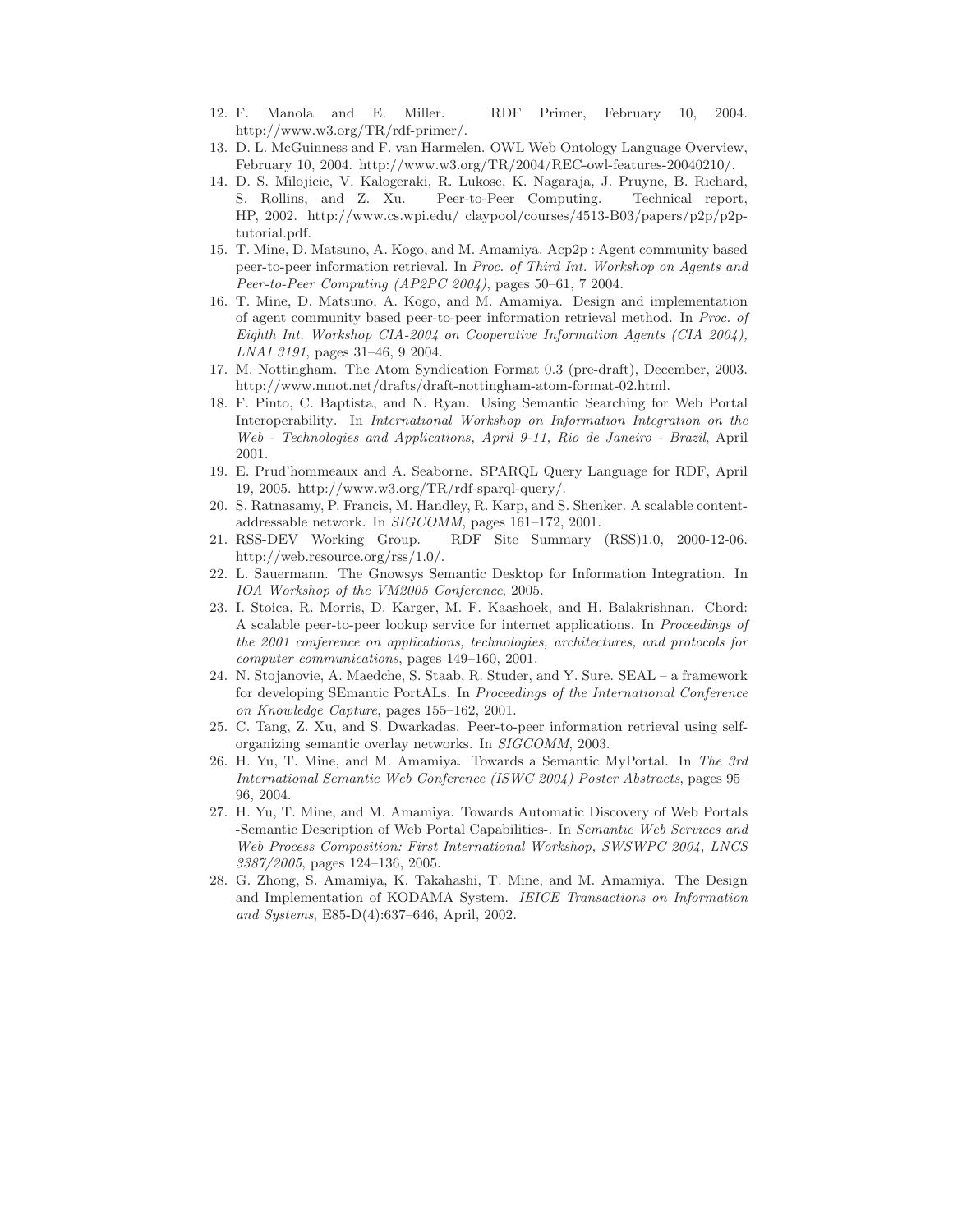12. F. Manola and E. Miller. RDF Primer, February 10, 2004. http://www.w3.org/TR/rdf-primer/.
13. D. L. McGuinness and F. van Harmelen. OWL Web Ontology Language Overview, February 10, 2004. http://www.w3.org/TR/2004/REC-owl-features-20040210/.
14. D. S. Milojicic, V. Kalogeraki, R. Lukose, K. Nagaraja, J. Pruyne, B. Richard, S. Rollins, and Z. Xu. Peer-to-Peer Computing. Technical report, HP, 2002. http://www.cs.wpi.edu/ claypool/courses/4513-B03/papers/p2p/p2p-tutorial.pdf.
15. T. Mine, D. Matsuno, A. Kogo, and M. Amamiya. Acp2p : Agent community based peer-to-peer information retrieval. In *Proc. of Third Int. Workshop on Agents and Peer-to-Peer Computing (AP2PC 2004)*, pages 50–61, 7 2004.
16. T. Mine, D. Matsuno, A. Kogo, and M. Amamiya. Design and implementation of agent community based peer-to-peer information retrieval method. In *Proc. of Eighth Int. Workshop CIA-2004 on Cooperative Information Agents (CIA 2004), LNAI 3191*, pages 31–46, 9 2004.
17. M. Nottingham. The Atom Syndication Format 0.3 (pre-draft), December, 2003. http://www.mnot.net/drafts/draft-nottingham-atom-format-02.html.
18. F. Pinto, C. Baptista, and N. Ryan. Using Semantic Searching for Web Portal Interoperability. In *International Workshop on Information Integration on the Web - Technologies and Applications, April 9-11, Rio de Janeiro - Brazil*, April 2001.
19. E. Prud'hommeaux and A. Seaborne. SPARQL Query Language for RDF, April 19, 2005. http://www.w3.org/TR/rdf-sparql-query/.
20. S. Ratnasamy, P. Francis, M. Handley, R. Karp, and S. Shenker. A scalable content-addressable network. In *SIGCOMM*, pages 161–172, 2001.
21. RSS-DEV Working Group. RDF Site Summary (RSS)1.0, 2000-12-06. http://web.resource.org/rss/1.0/.
22. L. Sauermann. The Gnowsys Semantic Desktop for Information Integration. In *IOA Workshop of the VM2005 Conference*, 2005.
23. I. Stoica, R. Morris, D. Karger, M. F. Kaashoek, and H. Balakrishnan. Chord: A scalable peer-to-peer lookup service for internet applications. In *Proceedings of the 2001 conference on applications, technologies, architectures, and protocols for computer communications*, pages 149–160, 2001.
24. N. Stojanovie, A. Maedche, S. Staab, R. Studer, and Y. Sure. SEAL – a framework for developing SEmantic PortALs. In *Proceedings of the International Conference on Knowledge Capture*, pages 155–162, 2001.
25. C. Tang, Z. Xu, and S. Dwarkadas. Peer-to-peer information retrieval using self-organizing semantic overlay networks. In *SIGCOMM*, 2003.
26. H. Yu, T. Mine, and M. Amamiya. Towards a Semantic MyPortal. In *The 3rd International Semantic Web Conference (ISWC 2004) Poster Abstracts*, pages 95–96, 2004.
27. H. Yu, T. Mine, and M. Amamiya. Towards Automatic Discovery of Web Portals -Semantic Description of Web Portal Capabilities-. In *Semantic Web Services and Web Process Composition: First International Workshop, SWSWPC 2004, LNCS 3387/2005*, pages 124–136, 2005.
28. G. Zhong, S. Amamiya, K. Takahashi, T. Mine, and M. Amamiya. The Design and Implementation of KODAMA System. *IEICE Transactions on Information and Systems*, E85-D(4):637–646, April, 2002.